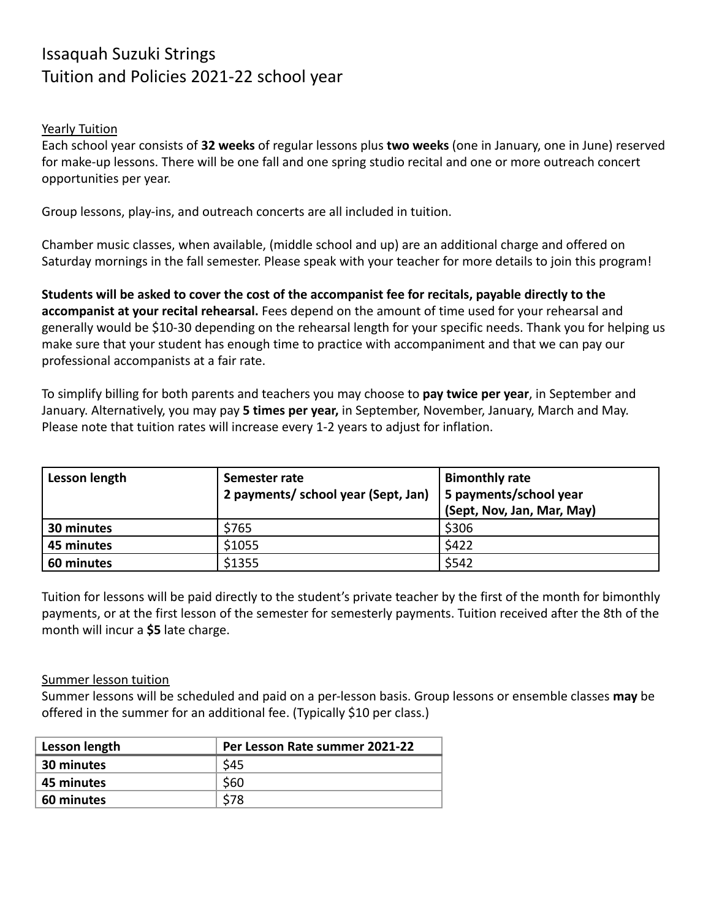# Issaquah Suzuki Strings
# Tuition and Policies 2021-22 school year

## Yearly Tuition

Each school year consists of **32 weeks** of regular lessons plus **two weeks** (one in January, one in June) reserved for make-up lessons. There will be one fall and one spring studio recital and one or more outreach concert opportunities per year.

Group lessons, play-ins, and outreach concerts are all included in tuition.

Chamber music classes, when available, (middle school and up) are an additional charge and offered on Saturday mornings in the fall semester. Please speak with your teacher for more details to join this program!

**Students will be asked to cover the cost of the accompanist fee for recitals, payable directly to the accompanist at your recital rehearsal.** Fees depend on the amount of time used for your rehearsal and generally would be $10-30 depending on the rehearsal length for your specific needs. Thank you for helping us make sure that your student has enough time to practice with accompaniment and that we can pay our professional accompanists at a fair rate.

To simplify billing for both parents and teachers you may choose to **pay twice per year**, in September and January. Alternatively, you may pay **5 times per year,** in September, November, January, March and May. Please note that tuition rates will increase every 1-2 years to adjust for inflation.

| Lesson length | Semester rate<br>2 payments/ school year (Sept, Jan) | Bimonthly rate<br>5 payments/school year<br>(Sept, Nov, Jan, Mar, May) |
|---|---|---|
| **30 minutes** | $765 | $306 |
| **45 minutes** | $1055 | $422 |
| **60 minutes** | $1355 | $542 |

Tuition for lessons will be paid directly to the student's private teacher by the first of the month for bimonthly payments, or at the first lesson of the semester for semesterly payments. Tuition received after the 8th of the month will incur a **$5** late charge.

## Summer lesson tuition

Summer lessons will be scheduled and paid on a per-lesson basis. Group lessons or ensemble classes **may** be offered in the summer for an additional fee. (Typically $10 per class.)

| Lesson length | Per Lesson Rate summer 2021-22 |
|---|---|
| **30 minutes** | $45 |
| **45 minutes** | $60 |
| **60 minutes** | $78 |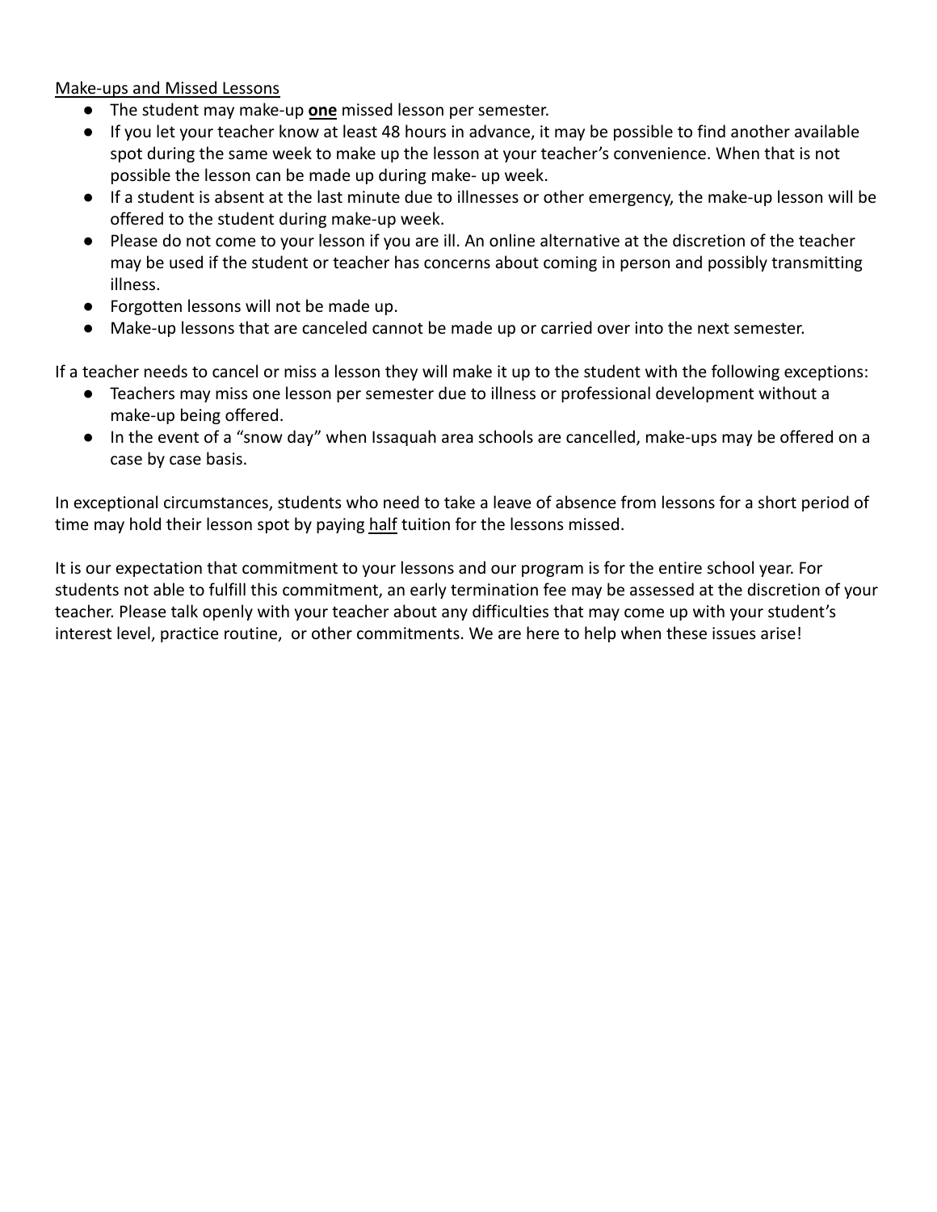<u>Make-ups and Missed Lessons</u>

- The student may make-up **<u>one</u>** missed lesson per semester.
- If you let your teacher know at least 48 hours in advance, it may be possible to find another available spot during the same week to make up the lesson at your teacher's convenience. When that is not possible the lesson can be made up during make- up week.
- If a student is absent at the last minute due to illnesses or other emergency, the make-up lesson will be offered to the student during make-up week.
- Please do not come to your lesson if you are ill. An online alternative at the discretion of the teacher may be used if the student or teacher has concerns about coming in person and possibly transmitting illness.
- Forgotten lessons will not be made up.
- Make-up lessons that are canceled cannot be made up or carried over into the next semester.

If a teacher needs to cancel or miss a lesson they will make it up to the student with the following exceptions:

- Teachers may miss one lesson per semester due to illness or professional development without a make-up being offered.
- In the event of a "snow day" when Issaquah area schools are cancelled, make-ups may be offered on a case by case basis.

In exceptional circumstances, students who need to take a leave of absence from lessons for a short period of time may hold their lesson spot by paying <u>half</u> tuition for the lessons missed.

It is our expectation that commitment to your lessons and our program is for the entire school year. For students not able to fulfill this commitment, an early termination fee may be assessed at the discretion of your teacher. Please talk openly with your teacher about any difficulties that may come up with your student's interest level, practice routine, or other commitments. We are here to help when these issues arise!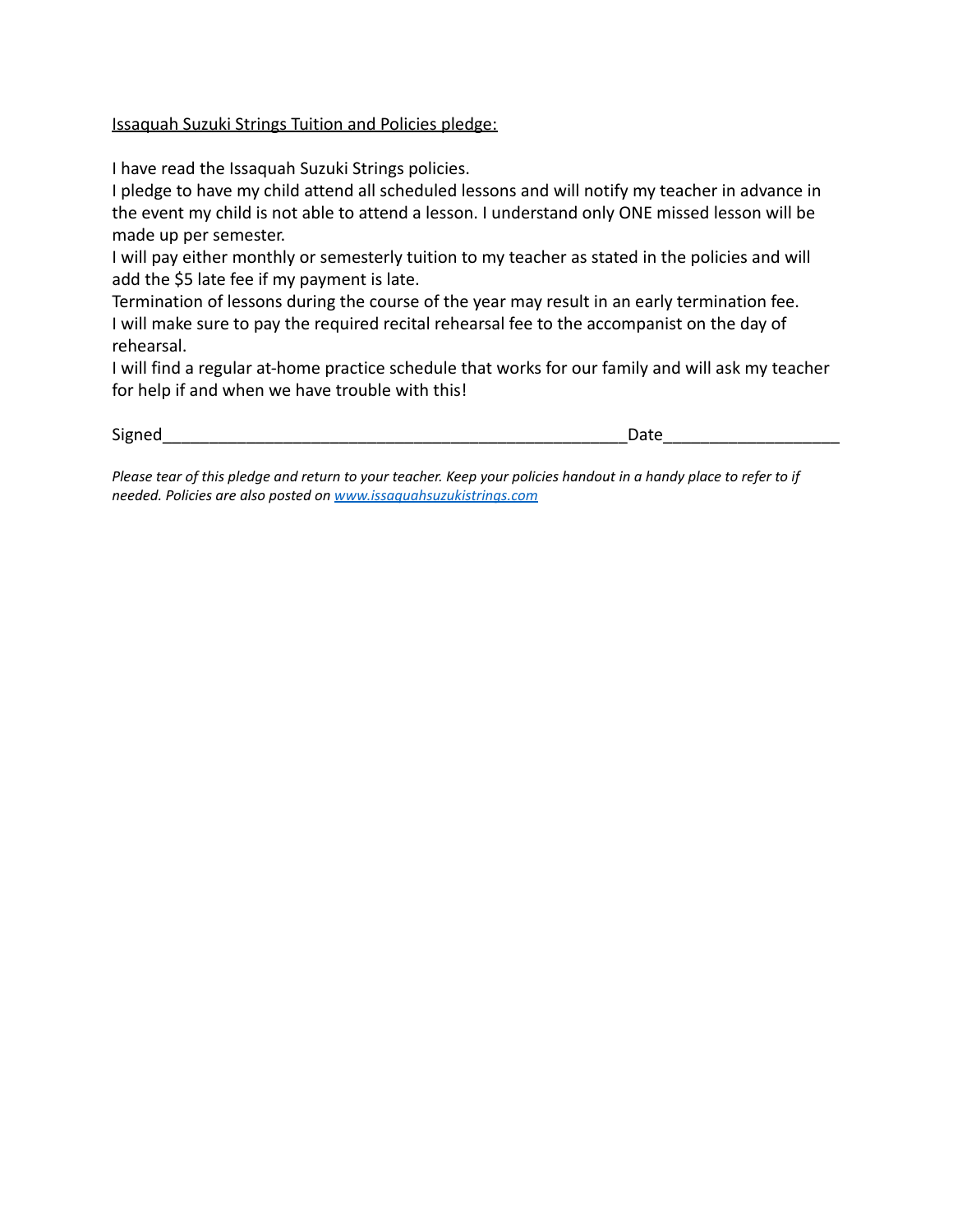<u>Issaquah Suzuki Strings Tuition and Policies pledge:</u>

I have read the Issaquah Suzuki Strings policies.
I pledge to have my child attend all scheduled lessons and will notify my teacher in advance in the event my child is not able to attend a lesson. I understand only ONE missed lesson will be made up per semester.
I will pay either monthly or semesterly tuition to my teacher as stated in the policies and will add the $5 late fee if my payment is late.
Termination of lessons during the course of the year may result in an early termination fee.
I will make sure to pay the required recital rehearsal fee to the accompanist on the day of rehearsal.
I will find a regular at-home practice schedule that works for our family and will ask my teacher for help if and when we have trouble with this!

Signed___________________________________________________Date__________________

*Please tear of this pledge and return to your teacher. Keep your policies handout in a handy place to refer to if needed. Policies are also posted on [www.issaquahsuzukistrings.com](http://www.issaquahsuzukistrings.com)*